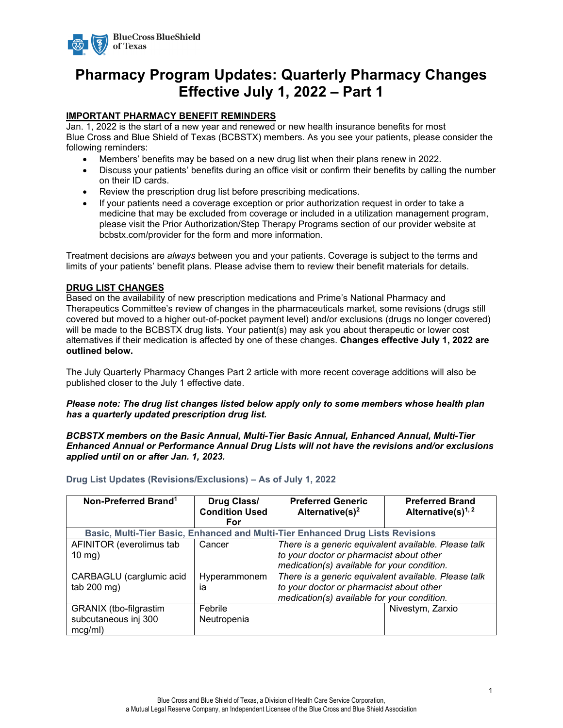# Pharmacy Program Updates: Quarterly Pharmacy Changes Effective July 1, 2022 – Part 1

**IMPORTANT PHARMACY BENEFIT REMINDERS**

Jan. 1, 2022 is the start of a new year and renewed or new health insurance benefits for most Blue Cross and Blue Shield of Texas (BCBSTX) members. As you see your patients, please consider the following reminders:

- Members' benefits may be based on a new drug list when their plans renew in 2022.
- Discuss your patients' benefits during an office visit or confirm their benefits by calling the number on their ID cards.
- Review the prescription drug list before prescribing medications.
- If your patients need a coverage exception or prior authorization request in order to take a medicine that may be excluded from coverage or included in a utilization management program, please visit the Prior Authorization/Step Therapy Programs section of our provider website at bcbstx.com/provider for the form and more information.

Treatment decisions are *always* between you and your patients. Coverage is subject to the terms and limits of your patients' benefit plans. Please advise them to review their benefit materials for details.

**DRUG LIST CHANGES**

Based on the availability of new prescription medications and Prime's National Pharmacy and Therapeutics Committee's review of changes in the pharmaceuticals market, some revisions (drugs still covered but moved to a higher out-of-pocket payment level) and/or exclusions (drugs no longer covered) will be made to the BCBSTX drug lists. Your patient(s) may ask you about therapeutic or lower cost alternatives if their medication is affected by one of these changes. **Changes effective July 1, 2022 are outlined below.**

The July Quarterly Pharmacy Changes Part 2 article with more recent coverage additions will also be published closer to the July 1 effective date.

***Please note: The drug list changes listed below apply only to some members whose health plan has a quarterly updated prescription drug list.***

***BCBSTX members on the Basic Annual, Multi-Tier Basic Annual, Enhanced Annual, Multi-Tier Enhanced Annual or Performance Annual Drug Lists will not have the revisions and/or exclusions applied until on or after Jan. 1, 2023.***

### Drug List Updates (Revisions/Exclusions) – As of July 1, 2022

| Non-Preferred Brand[1] | Drug Class/ Condition Used For | Preferred Generic Alternative(s)[2] | Preferred Brand Alternative(s)[1, 2] |
|---|---|---|---|
| **Basic, Multi-Tier Basic, Enhanced and Multi-Tier Enhanced Drug Lists Revisions** | | | |
| AFINITOR (everolimus tab 10 mg) | Cancer | *There is a generic equivalent available. Please talk to your doctor or pharmacist about other medication(s) available for your condition.* | |
| CARBAGLU (carglumic acid tab 200 mg) | Hyperammonemia | *There is a generic equivalent available. Please talk to your doctor or pharmacist about other medication(s) available for your condition.* | |
| GRANIX (tbo-filgrastim subcutaneous inj 300 mcg/ml) | Febrile Neutropenia | | Nivestym, Zarxio |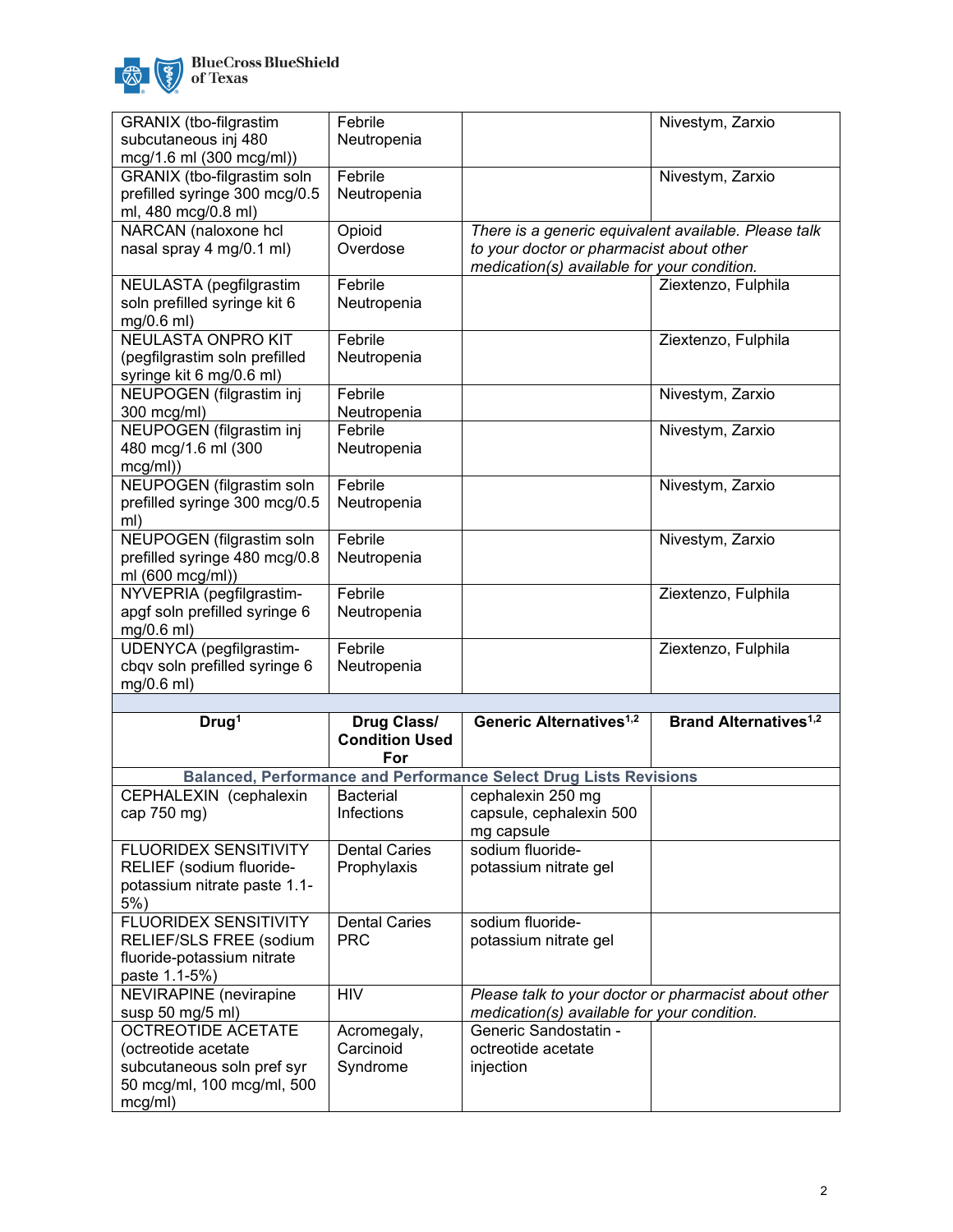| | | | |
|---|---|---|---|
| GRANIX (tbo-filgrastim subcutaneous inj 480 mcg/1.6 ml (300 mcg/ml)) | Febrile Neutropenia | | Nivestym, Zarxio |
| GRANIX (tbo-filgrastim soln prefilled syringe 300 mcg/0.5 ml, 480 mcg/0.8 ml) | Febrile Neutropenia | | Nivestym, Zarxio |
| NARCAN (naloxone hcl nasal spray 4 mg/0.1 ml) | Opioid Overdose | *There is a generic equivalent available. Please talk to your doctor or pharmacist about other medication(s) available for your condition.* | |
| NEULASTA (pegfilgrastim soln prefilled syringe kit 6 mg/0.6 ml) | Febrile Neutropenia | | Ziextenzo, Fulphila |
| NEULASTA ONPRO KIT (pegfilgrastim soln prefilled syringe kit 6 mg/0.6 ml) | Febrile Neutropenia | | Ziextenzo, Fulphila |
| NEUPOGEN (filgrastim inj 300 mcg/ml) | Febrile Neutropenia | | Nivestym, Zarxio |
| NEUPOGEN (filgrastim inj 480 mcg/1.6 ml (300 mcg/ml)) | Febrile Neutropenia | | Nivestym, Zarxio |
| NEUPOGEN (filgrastim soln prefilled syringe 300 mcg/0.5 ml) | Febrile Neutropenia | | Nivestym, Zarxio |
| NEUPOGEN (filgrastim soln prefilled syringe 480 mcg/0.8 ml (600 mcg/ml)) | Febrile Neutropenia | | Nivestym, Zarxio |
| NYVEPRIA (pegfilgrastim-apgf soln prefilled syringe 6 mg/0.6 ml) | Febrile Neutropenia | | Ziextenzo, Fulphila |
| UDENYCA (pegfilgrastim-cbqv soln prefilled syringe 6 mg/0.6 ml) | Febrile Neutropenia | | Ziextenzo, Fulphila |

| Drug[1] | Drug Class/ Condition Used For | Generic Alternatives[1,2] | Brand Alternatives[1,2] |
|---|---|---|---|
| **Balanced, Performance and Performance Select Drug Lists Revisions** | | | |
| CEPHALEXIN (cephalexin cap 750 mg) | Bacterial Infections | cephalexin 250 mg capsule, cephalexin 500 mg capsule | |
| FLUORIDEX SENSITIVITY RELIEF (sodium fluoride-potassium nitrate paste 1.1-5%) | Dental Caries Prophylaxis | sodium fluoride-potassium nitrate gel | |
| FLUORIDEX SENSITIVITY RELIEF/SLS FREE (sodium fluoride-potassium nitrate paste 1.1-5%) | Dental Caries PRC | sodium fluoride-potassium nitrate gel | |
| NEVIRAPINE (nevirapine susp 50 mg/5 ml) | HIV | *Please talk to your doctor or pharmacist about other medication(s) available for your condition.* | |
| OCTREOTIDE ACETATE (octreotide acetate subcutaneous soln pref syr 50 mcg/ml, 100 mcg/ml, 500 mcg/ml) | Acromegaly, Carcinoid Syndrome | Generic Sandostatin - octreotide acetate injection | |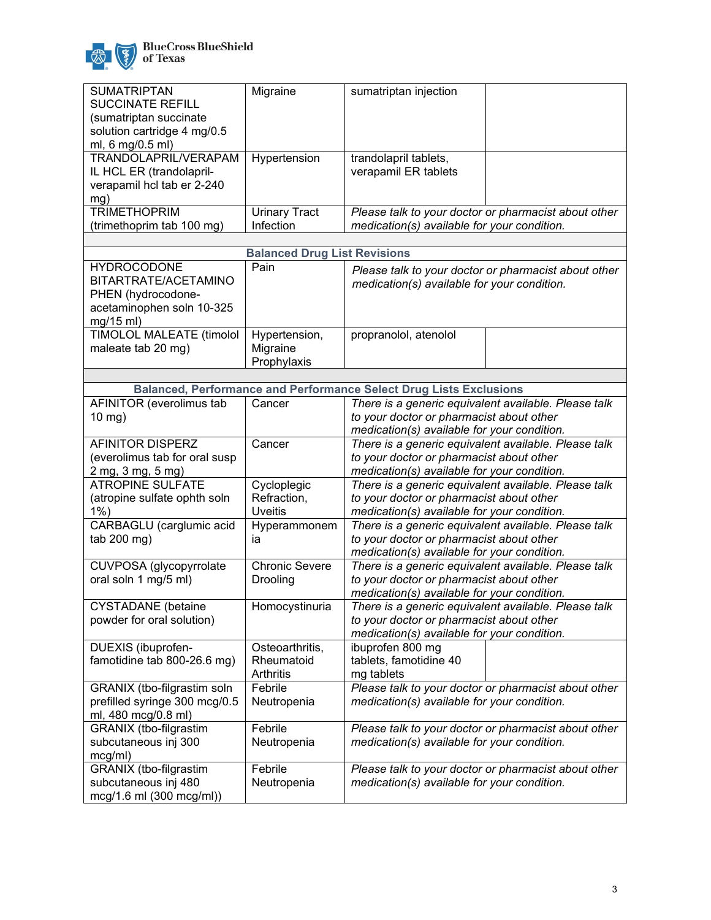| | | | |
|---|---|---|---|
| SUMATRIPTAN SUCCINATE REFILL (sumatriptan succinate solution cartridge 4 mg/0.5 ml, 6 mg/0.5 ml) | Migraine | sumatriptan injection | |
| TRANDOLAPRIL/VERAPAMIL HCL ER (trandolapril-verapamil hcl tab er 2-240 mg) | Hypertension | trandolapril tablets, verapamil ER tablets | |
| TRIMETHOPRIM (trimethoprim tab 100 mg) | Urinary Tract Infection | *Please talk to your doctor or pharmacist about other medication(s) available for your condition.* | |
| | | | |
| **Balanced Drug List Revisions** | | | |
| HYDROCODONE BITARTRATE/ACETAMINOPHEN (hydrocodone-acetaminophen soln 10-325 mg/15 ml) | Pain | *Please talk to your doctor or pharmacist about other medication(s) available for your condition.* | |
| TIMOLOL MALEATE (timolol maleate tab 20 mg) | Hypertension, Migraine Prophylaxis | propranolol, atenolol | |
| | | | |
| **Balanced, Performance and Performance Select Drug Lists Exclusions** | | | |
| AFINITOR (everolimus tab 10 mg) | Cancer | *There is a generic equivalent available. Please talk to your doctor or pharmacist about other medication(s) available for your condition.* | |
| AFINITOR DISPERZ (everolimus tab for oral susp 2 mg, 3 mg, 5 mg) | Cancer | *There is a generic equivalent available. Please talk to your doctor or pharmacist about other medication(s) available for your condition.* | |
| ATROPINE SULFATE (atropine sulfate ophth soln 1%) | Cycloplegic Refraction, Uveitis | *There is a generic equivalent available. Please talk to your doctor or pharmacist about other medication(s) available for your condition.* | |
| CARBAGLU (carglumic acid tab 200 mg) | Hyperammonemia | *There is a generic equivalent available. Please talk to your doctor or pharmacist about other medication(s) available for your condition.* | |
| CUVPOSA (glycopyrrolate oral soln 1 mg/5 ml) | Chronic Severe Drooling | *There is a generic equivalent available. Please talk to your doctor or pharmacist about other medication(s) available for your condition.* | |
| CYSTADANE (betaine powder for oral solution) | Homocystinuria | *There is a generic equivalent available. Please talk to your doctor or pharmacist about other medication(s) available for your condition.* | |
| DUEXIS (ibuprofen-famotidine tab 800-26.6 mg) | Osteoarthritis, Rheumatoid Arthritis | ibuprofen 800 mg tablets, famotidine 40 mg tablets | |
| GRANIX (tbo-filgrastim soln prefilled syringe 300 mcg/0.5 ml, 480 mcg/0.8 ml) | Febrile Neutropenia | *Please talk to your doctor or pharmacist about other medication(s) available for your condition.* | |
| GRANIX (tbo-filgrastim subcutaneous inj 300 mcg/ml) | Febrile Neutropenia | *Please talk to your doctor or pharmacist about other medication(s) available for your condition.* | |
| GRANIX (tbo-filgrastim subcutaneous inj 480 mcg/1.6 ml (300 mcg/ml)) | Febrile Neutropenia | *Please talk to your doctor or pharmacist about other medication(s) available for your condition.* | |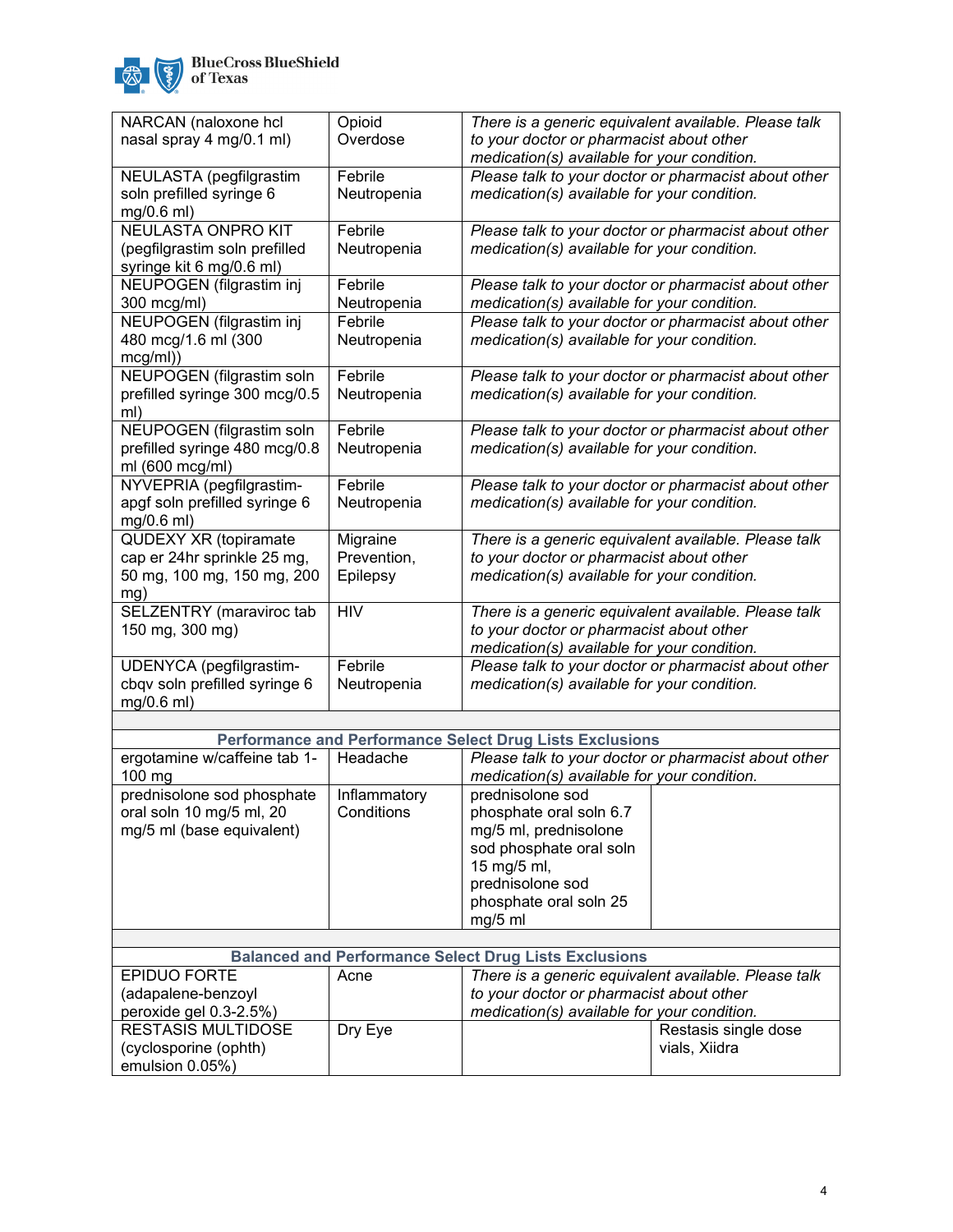| | | | |
|---|---|---|---|
| NARCAN (naloxone hcl nasal spray 4 mg/0.1 ml) | Opioid Overdose | *There is a generic equivalent available. Please talk to your doctor or pharmacist about other medication(s) available for your condition.* | |
| NEULASTA (pegfilgrastim soln prefilled syringe 6 mg/0.6 ml) | Febrile Neutropenia | *Please talk to your doctor or pharmacist about other medication(s) available for your condition.* | |
| NEULASTA ONPRO KIT (pegfilgrastim soln prefilled syringe kit 6 mg/0.6 ml) | Febrile Neutropenia | *Please talk to your doctor or pharmacist about other medication(s) available for your condition.* | |
| NEUPOGEN (filgrastim inj 300 mcg/ml) | Febrile Neutropenia | *Please talk to your doctor or pharmacist about other medication(s) available for your condition.* | |
| NEUPOGEN (filgrastim inj 480 mcg/1.6 ml (300 mcg/ml)) | Febrile Neutropenia | *Please talk to your doctor or pharmacist about other medication(s) available for your condition.* | |
| NEUPOGEN (filgrastim soln prefilled syringe 300 mcg/0.5 ml) | Febrile Neutropenia | *Please talk to your doctor or pharmacist about other medication(s) available for your condition.* | |
| NEUPOGEN (filgrastim soln prefilled syringe 480 mcg/0.8 ml (600 mcg/ml) | Febrile Neutropenia | *Please talk to your doctor or pharmacist about other medication(s) available for your condition.* | |
| NYVEPRIA (pegfilgrastim-apgf soln prefilled syringe 6 mg/0.6 ml) | Febrile Neutropenia | *Please talk to your doctor or pharmacist about other medication(s) available for your condition.* | |
| QUDEXY XR (topiramate cap er 24hr sprinkle 25 mg, 50 mg, 100 mg, 150 mg, 200 mg) | Migraine Prevention, Epilepsy | *There is a generic equivalent available. Please talk to your doctor or pharmacist about other medication(s) available for your condition.* | |
| SELZENTRY (maraviroc tab 150 mg, 300 mg) | HIV | *There is a generic equivalent available. Please talk to your doctor or pharmacist about other medication(s) available for your condition.* | |
| UDENYCA (pegfilgrastim-cbqv soln prefilled syringe 6 mg/0.6 ml) | Febrile Neutropenia | *Please talk to your doctor or pharmacist about other medication(s) available for your condition.* | |
| | | | |
| **Performance and Performance Select Drug Lists Exclusions** | | | |
| ergotamine w/caffeine tab 1-100 mg | Headache | *Please talk to your doctor or pharmacist about other medication(s) available for your condition.* | |
| prednisolone sod phosphate oral soln 10 mg/5 ml, 20 mg/5 ml (base equivalent) | Inflammatory Conditions | prednisolone sod phosphate oral soln 6.7 mg/5 ml, prednisolone sod phosphate oral soln 15 mg/5 ml, prednisolone sod phosphate oral soln 25 mg/5 ml | |
| | | | |
| **Balanced and Performance Select Drug Lists Exclusions** | | | |
| EPIDUO FORTE (adapalene-benzoyl peroxide gel 0.3-2.5%) | Acne | *There is a generic equivalent available. Please talk to your doctor or pharmacist about other medication(s) available for your condition.* | |
| RESTASIS MULTIDOSE (cyclosporine (ophth) emulsion 0.05%) | Dry Eye | | Restasis single dose vials, Xiidra |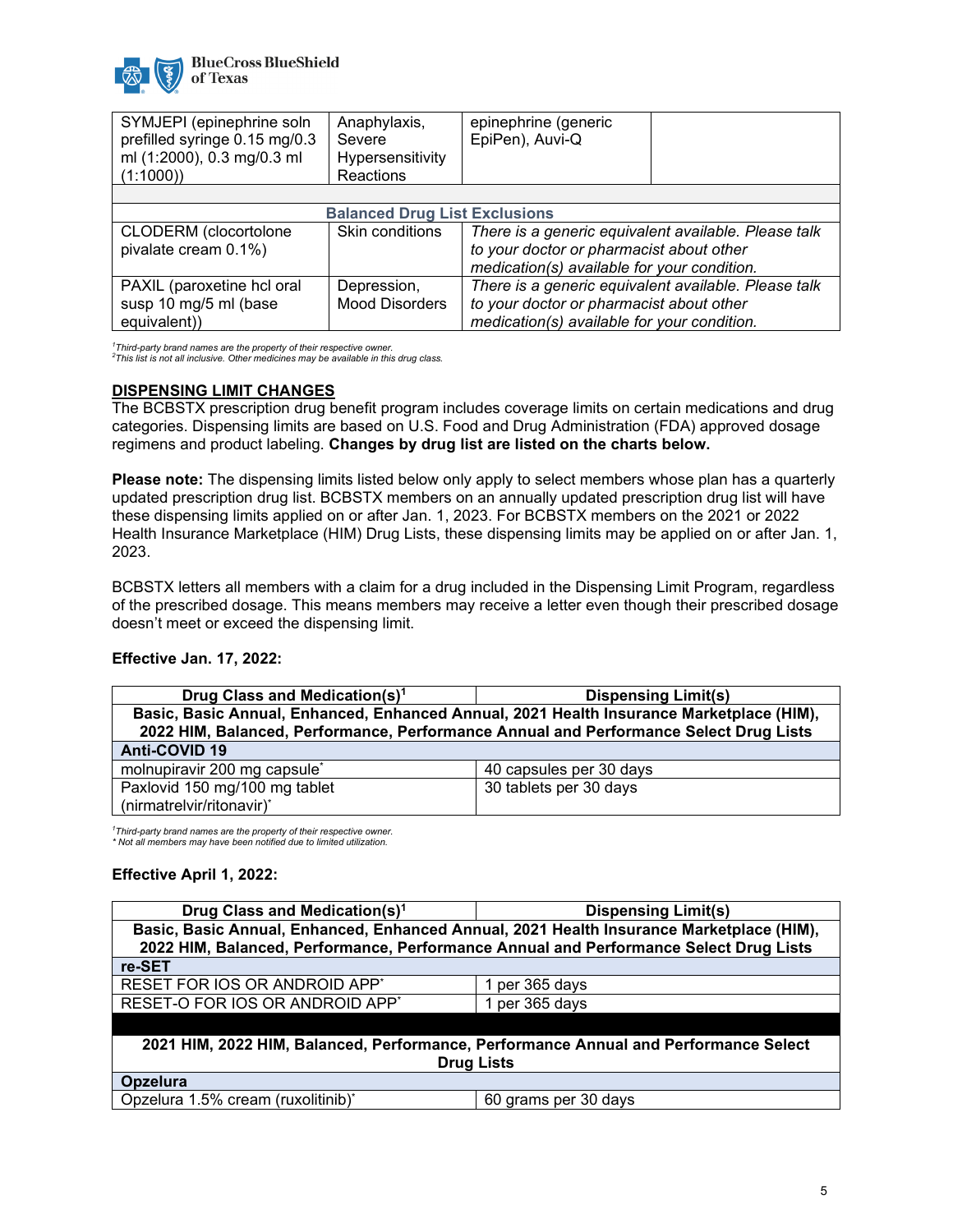| | | | |
|---|---|---|---|
| SYMJEPI (epinephrine soln prefilled syringe 0.15 mg/0.3 ml (1:2000), 0.3 mg/0.3 ml (1:1000)) | Anaphylaxis, Severe Hypersensitivity Reactions | epinephrine (generic EpiPen), Auvi-Q | |
| | | | |
| **Balanced Drug List Exclusions** | | | |
| CLODERM (clocortolone pivalate cream 0.1%) | Skin conditions | *There is a generic equivalent available. Please talk to your doctor or pharmacist about other medication(s) available for your condition.* | |
| PAXIL (paroxetine hcl oral susp 10 mg/5 ml (base equivalent)) | Depression, Mood Disorders | *There is a generic equivalent available. Please talk to your doctor or pharmacist about other medication(s) available for your condition.* | |

*[1]Third-party brand names are the property of their respective owner.*
*[2]This list is not all inclusive. Other medicines may be available in this drug class.*

## DISPENSING LIMIT CHANGES

The BCBSTX prescription drug benefit program includes coverage limits on certain medications and drug categories. Dispensing limits are based on U.S. Food and Drug Administration (FDA) approved dosage regimens and product labeling. **Changes by drug list are listed on the charts below.**

**Please note:** The dispensing limits listed below only apply to select members whose plan has a quarterly updated prescription drug list. BCBSTX members on an annually updated prescription drug list will have these dispensing limits applied on or after Jan. 1, 2023. For BCBSTX members on the 2021 or 2022 Health Insurance Marketplace (HIM) Drug Lists, these dispensing limits may be applied on or after Jan. 1, 2023.

BCBSTX letters all members with a claim for a drug included in the Dispensing Limit Program, regardless of the prescribed dosage. This means members may receive a letter even though their prescribed dosage doesn't meet or exceed the dispensing limit.

**Effective Jan. 17, 2022:**

| Drug Class and Medication(s)[1] | Dispensing Limit(s) |
|---|---|
| **Basic, Basic Annual, Enhanced, Enhanced Annual, 2021 Health Insurance Marketplace (HIM), 2022 HIM, Balanced, Performance, Performance Annual and Performance Select Drug Lists** | |
| **Anti-COVID 19** | |
| molnupiravir 200 mg capsule* | 40 capsules per 30 days |
| Paxlovid 150 mg/100 mg tablet (nirmatrelvir/ritonavir)* | 30 tablets per 30 days |

*[1]Third-party brand names are the property of their respective owner.*
*\* Not all members may have been notified due to limited utilization.*

**Effective April 1, 2022:**

| Drug Class and Medication(s)[1] | Dispensing Limit(s) |
|---|---|
| **Basic, Basic Annual, Enhanced, Enhanced Annual, 2021 Health Insurance Marketplace (HIM), 2022 HIM, Balanced, Performance, Performance Annual and Performance Select Drug Lists** | |
| **re-SET** | |
| RESET FOR IOS OR ANDROID APP* | 1 per 365 days |
| RESET-O FOR IOS OR ANDROID APP* | 1 per 365 days |
| | |
| **2021 HIM, 2022 HIM, Balanced, Performance, Performance Annual and Performance Select Drug Lists** | |
| **Opzelura** | |
| Opzelura 1.5% cream (ruxolitinib)* | 60 grams per 30 days |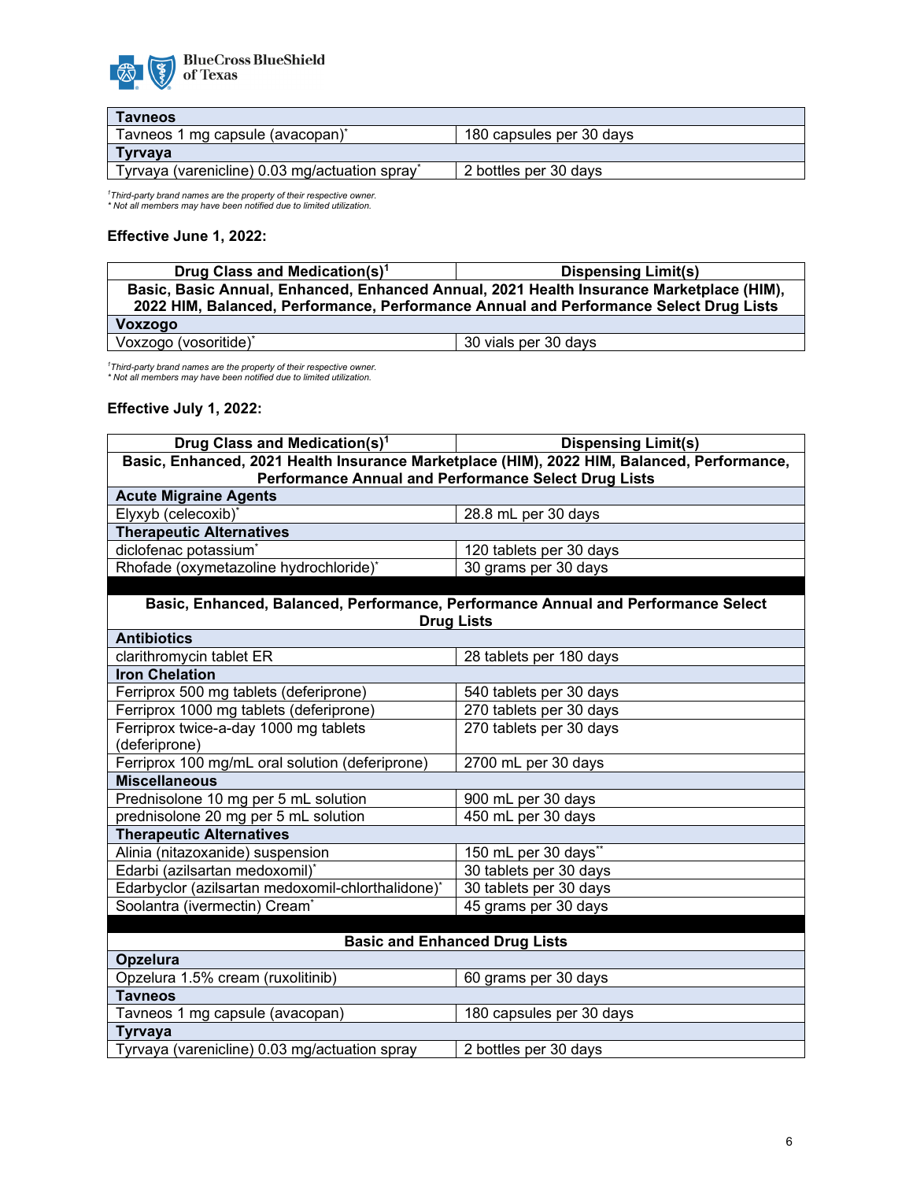| Tavneos | |
|---|---|
| Tavneos 1 mg capsule (avacopan)* | 180 capsules per 30 days |
| **Tyrvaya** | |
| Tyrvaya (varenicline) 0.03 mg/actuation spray* | 2 bottles per 30 days |

*[1]Third-party brand names are the property of their respective owner.*
*\* Not all members may have been notified due to limited utilization.*

**Effective June 1, 2022:**

| Drug Class and Medication(s)[1] | Dispensing Limit(s) |
|---|---|
| **Basic, Basic Annual, Enhanced, Enhanced Annual, 2021 Health Insurance Marketplace (HIM), 2022 HIM, Balanced, Performance, Performance Annual and Performance Select Drug Lists** | |
| **Voxzogo** | |
| Voxzogo (vosoritide)* | 30 vials per 30 days |

*[1]Third-party brand names are the property of their respective owner.*
*\* Not all members may have been notified due to limited utilization.*

**Effective July 1, 2022:**

| Drug Class and Medication(s)[1] | Dispensing Limit(s) |
|---|---|
| **Basic, Enhanced, 2021 Health Insurance Marketplace (HIM), 2022 HIM, Balanced, Performance, Performance Annual and Performance Select Drug Lists** | |
| **Acute Migraine Agents** | |
| Elyxyb (celecoxib)* | 28.8 mL per 30 days |
| **Therapeutic Alternatives** | |
| diclofenac potassium* | 120 tablets per 30 days |
| Rhofade (oxymetazoline hydrochloride)* | 30 grams per 30 days |
| | |
| **Basic, Enhanced, Balanced, Performance, Performance Annual and Performance Select Drug Lists** | |
| **Antibiotics** | |
| clarithromycin tablet ER | 28 tablets per 180 days |
| **Iron Chelation** | |
| Ferriprox 500 mg tablets (deferiprone) | 540 tablets per 30 days |
| Ferriprox 1000 mg tablets (deferiprone) | 270 tablets per 30 days |
| Ferriprox twice-a-day 1000 mg tablets (deferiprone) | 270 tablets per 30 days |
| Ferriprox 100 mg/mL oral solution (deferiprone) | 2700 mL per 30 days |
| **Miscellaneous** | |
| Prednisolone 10 mg per 5 mL solution | 900 mL per 30 days |
| prednisolone 20 mg per 5 mL solution | 450 mL per 30 days |
| **Therapeutic Alternatives** | |
| Alinia (nitazoxanide) suspension | 150 mL per 30 days** |
| Edarbi (azilsartan medoxomil)* | 30 tablets per 30 days |
| Edarbyclor (azilsartan medoxomil-chlorthalidone)* | 30 tablets per 30 days |
| Soolantra (ivermectin) Cream* | 45 grams per 30 days |
| | |
| **Basic and Enhanced Drug Lists** | |
| **Opzelura** | |
| Opzelura 1.5% cream (ruxolitinib) | 60 grams per 30 days |
| **Tavneos** | |
| Tavneos 1 mg capsule (avacopan) | 180 capsules per 30 days |
| **Tyrvaya** | |
| Tyrvaya (varenicline) 0.03 mg/actuation spray | 2 bottles per 30 days |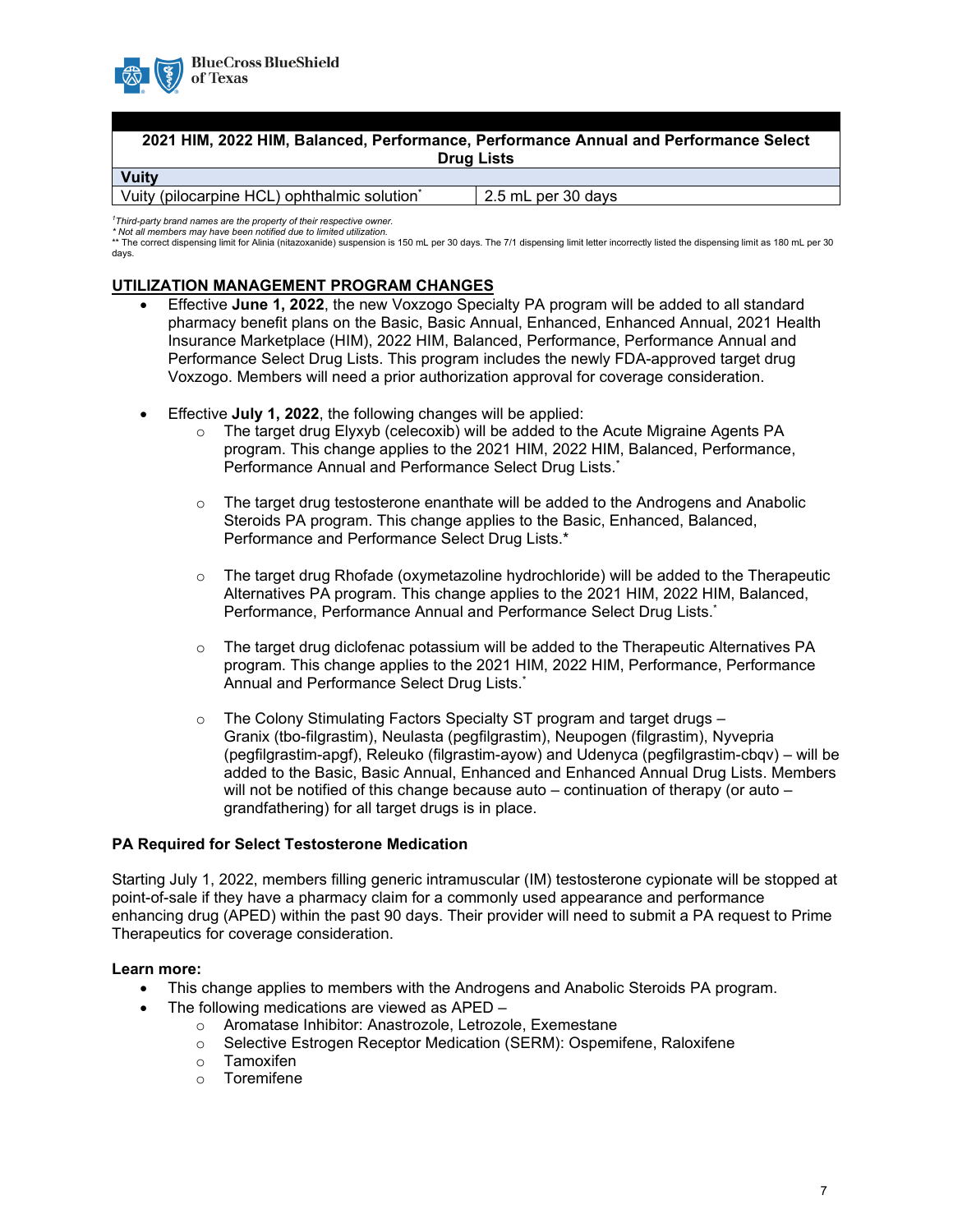| 2021 HIM, 2022 HIM, Balanced, Performance, Performance Annual and Performance Select Drug Lists | |
|---|---|
| **Vuity** | |
| Vuity (pilocarpine HCL) ophthalmic solution* | 2.5 mL per 30 days |

*†Third-party brand names are the property of their respective owner.*
*\* Not all members may have been notified due to limited utilization.*
** The correct dispensing limit for Alinia (nitazoxanide) suspension is 150 mL per 30 days. The 7/1 dispensing limit letter incorrectly listed the dispensing limit as 180 mL per 30 days.

## UTILIZATION MANAGEMENT PROGRAM CHANGES

- Effective **June 1, 2022**, the new Voxzogo Specialty PA program will be added to all standard pharmacy benefit plans on the Basic, Basic Annual, Enhanced, Enhanced Annual, 2021 Health Insurance Marketplace (HIM), 2022 HIM, Balanced, Performance, Performance Annual and Performance Select Drug Lists. This program includes the newly FDA-approved target drug Voxzogo. Members will need a prior authorization approval for coverage consideration.

- Effective **July 1, 2022**, the following changes will be applied:
  - The target drug Elyxyb (celecoxib) will be added to the Acute Migraine Agents PA program. This change applies to the 2021 HIM, 2022 HIM, Balanced, Performance, Performance Annual and Performance Select Drug Lists.*
  - The target drug testosterone enanthate will be added to the Androgens and Anabolic Steroids PA program. This change applies to the Basic, Enhanced, Balanced, Performance and Performance Select Drug Lists.*
  - The target drug Rhofade (oxymetazoline hydrochloride) will be added to the Therapeutic Alternatives PA program. This change applies to the 2021 HIM, 2022 HIM, Balanced, Performance, Performance Annual and Performance Select Drug Lists.*
  - The target drug diclofenac potassium will be added to the Therapeutic Alternatives PA program. This change applies to the 2021 HIM, 2022 HIM, Performance, Performance Annual and Performance Select Drug Lists.*
  - The Colony Stimulating Factors Specialty ST program and target drugs – Granix (tbo-filgrastim), Neulasta (pegfilgrastim), Neupogen (filgrastim), Nyvepria (pegfilgrastim-apgf), Releuko (filgrastim-ayow) and Udenyca (pegfilgrastim-cbqv) – will be added to the Basic, Basic Annual, Enhanced and Enhanced Annual Drug Lists. Members will not be notified of this change because auto – continuation of therapy (or auto – grandfathering) for all target drugs is in place.

### PA Required for Select Testosterone Medication

Starting July 1, 2022, members filling generic intramuscular (IM) testosterone cypionate will be stopped at point-of-sale if they have a pharmacy claim for a commonly used appearance and performance enhancing drug (APED) within the past 90 days. Their provider will need to submit a PA request to Prime Therapeutics for coverage consideration.

**Learn more:**

- This change applies to members with the Androgens and Anabolic Steroids PA program.
- The following medications are viewed as APED –
  - Aromatase Inhibitor: Anastrozole, Letrozole, Exemestane
  - Selective Estrogen Receptor Medication (SERM): Ospemifene, Raloxifene
  - Tamoxifen
  - Toremifene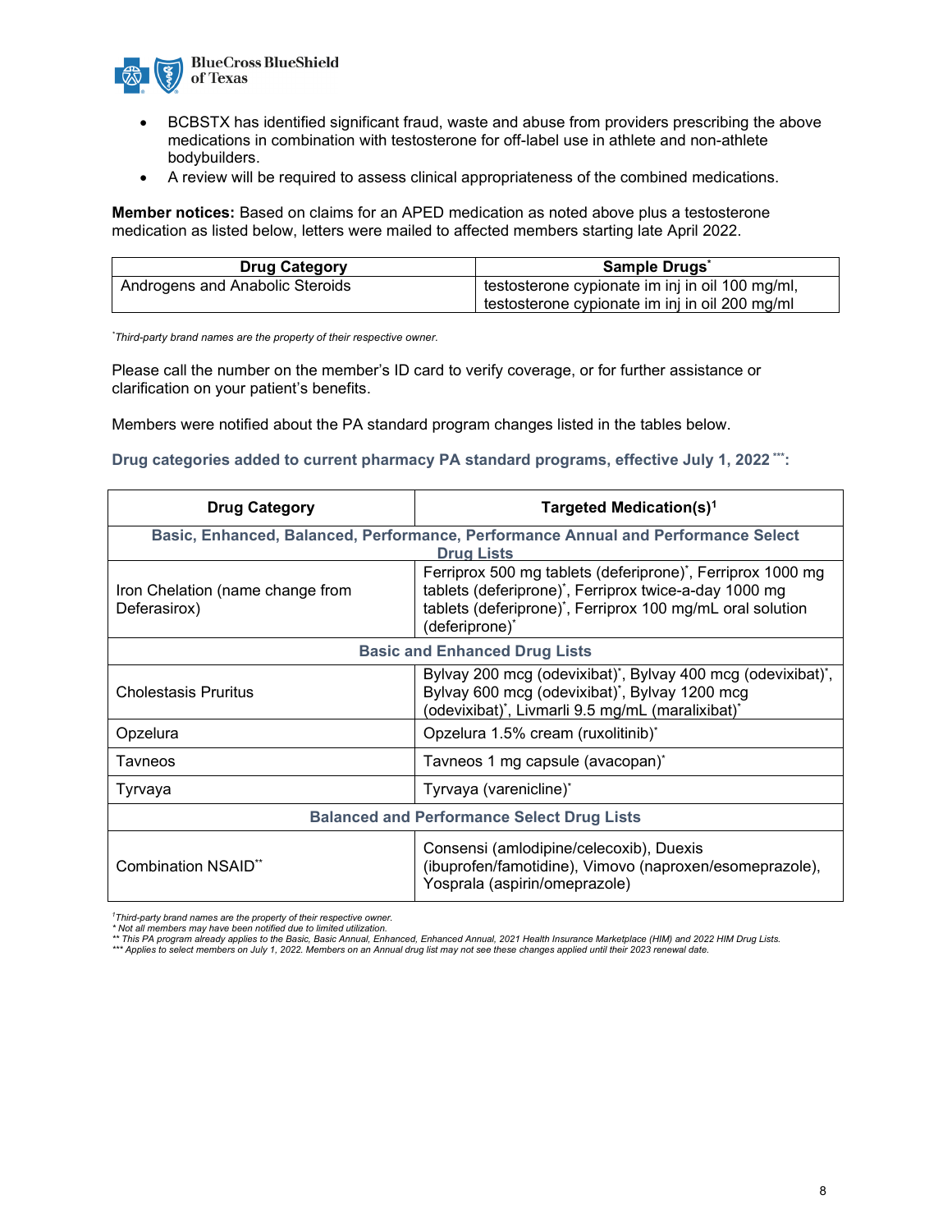- BCBSTX has identified significant fraud, waste and abuse from providers prescribing the above medications in combination with testosterone for off-label use in athlete and non-athlete bodybuilders.
- A review will be required to assess clinical appropriateness of the combined medications.

**Member notices:** Based on claims for an APED medication as noted above plus a testosterone medication as listed below, letters were mailed to affected members starting late April 2022.

| Drug Category | Sample Drugs* |
|---|---|
| Androgens and Anabolic Steroids | testosterone cypionate im inj in oil 100 mg/ml, testosterone cypionate im inj in oil 200 mg/ml |

*\*Third-party brand names are the property of their respective owner.*

Please call the number on the member's ID card to verify coverage, or for further assistance or clarification on your patient's benefits.

Members were notified about the PA standard program changes listed in the tables below.

### Drug categories added to current pharmacy PA standard programs, effective July 1, 2022\*\*\*:

| Drug Category | Targeted Medication(s)[1] |
|---|---|
| **Basic, Enhanced, Balanced, Performance, Performance Annual and Performance Select Drug Lists** | |
| Iron Chelation (name change from Deferasirox) | Ferriprox 500 mg tablets (deferiprone)\*, Ferriprox 1000 mg tablets (deferiprone)\*, Ferriprox twice-a-day 1000 mg tablets (deferiprone)\*, Ferriprox 100 mg/mL oral solution (deferiprone)\* |
| **Basic and Enhanced Drug Lists** | |
| Cholestasis Pruritus | Bylvay 200 mcg (odevixibat)\*, Bylvay 400 mcg (odevixibat)\*, Bylvay 600 mcg (odevixibat)\*, Bylvay 1200 mcg (odevixibat)\*, Livmarli 9.5 mg/mL (maralixibat)\* |
| Opzelura | Opzelura 1.5% cream (ruxolitinib)\* |
| Tavneos | Tavneos 1 mg capsule (avacopan)\* |
| Tyrvaya | Tyrvaya (varenicline)\* |
| **Balanced and Performance Select Drug Lists** | |
| Combination NSAID\*\* | Consensi (amlodipine/celecoxib), Duexis (ibuprofen/famotidine), Vimovo (naproxen/esomeprazole), Yosprala (aspirin/omeprazole) |

*[1]Third-party brand names are the property of their respective owner.*
*\* Not all members may have been notified due to limited utilization.*
*\*\* This PA program already applies to the Basic, Basic Annual, Enhanced, Enhanced Annual, 2021 Health Insurance Marketplace (HIM) and 2022 HIM Drug Lists.*
*\*\*\* Applies to select members on July 1, 2022. Members on an Annual drug list may not see these changes applied until their 2023 renewal date.*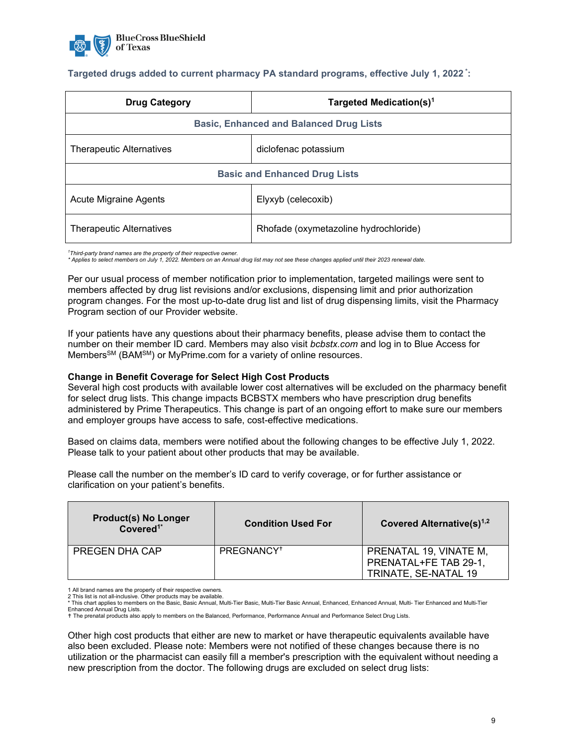### Targeted drugs added to current pharmacy PA standard programs, effective July 1, 2022*:

| Drug Category | Targeted Medication(s)[1] |
|---|---|
| **Basic, Enhanced and Balanced Drug Lists** | |
| Therapeutic Alternatives | diclofenac potassium |
| **Basic and Enhanced Drug Lists** | |
| Acute Migraine Agents | Elyxyb (celecoxib) |
| Therapeutic Alternatives | Rhofade (oxymetazoline hydrochloride) |

*[1]Third-party brand names are the property of their respective owner.*
*\* Applies to select members on July 1, 2022. Members on an Annual drug list may not see these changes applied until their 2023 renewal date.*

Per our usual process of member notification prior to implementation, targeted mailings were sent to members affected by drug list revisions and/or exclusions, dispensing limit and prior authorization program changes. For the most up-to-date drug list and list of drug dispensing limits, visit the Pharmacy Program section of our Provider website.

If your patients have any questions about their pharmacy benefits, please advise them to contact the number on their member ID card. Members may also visit *bcbstx.com* and log in to Blue Access for Members[SM] (BAM[SM]) or MyPrime.com for a variety of online resources.

**Change in Benefit Coverage for Select High Cost Products**
Several high cost products with available lower cost alternatives will be excluded on the pharmacy benefit for select drug lists. This change impacts BCBSTX members who have prescription drug benefits administered by Prime Therapeutics. This change is part of an ongoing effort to make sure our members and employer groups have access to safe, cost-effective medications.

Based on claims data, members were notified about the following changes to be effective July 1, 2022. Please talk to your patient about other products that may be available.

Please call the number on the member's ID card to verify coverage, or for further assistance or clarification on your patient's benefits.

| Product(s) No Longer Covered[1*] | Condition Used For | Covered Alternative(s)[1,2] |
|---|---|---|
| PREGEN DHA CAP | PREGNANCY† | PRENATAL 19, VINATE M, PRENATAL+FE TAB 29-1, TRINATE, SE-NATAL 19 |

1 All brand names are the property of their respective owners.
2 This list is not all-inclusive. Other products may be available.
\* This chart applies to members on the Basic, Basic Annual, Multi-Tier Basic, Multi-Tier Basic Annual, Enhanced, Enhanced Annual, Multi- Tier Enhanced and Multi-Tier Enhanced Annual Drug Lists.
† The prenatal products also apply to members on the Balanced, Performance, Performance Annual and Performance Select Drug Lists.

Other high cost products that either are new to market or have therapeutic equivalents available have also been excluded. Please note: Members were not notified of these changes because there is no utilization or the pharmacist can easily fill a member's prescription with the equivalent without needing a new prescription from the doctor. The following drugs are excluded on select drug lists: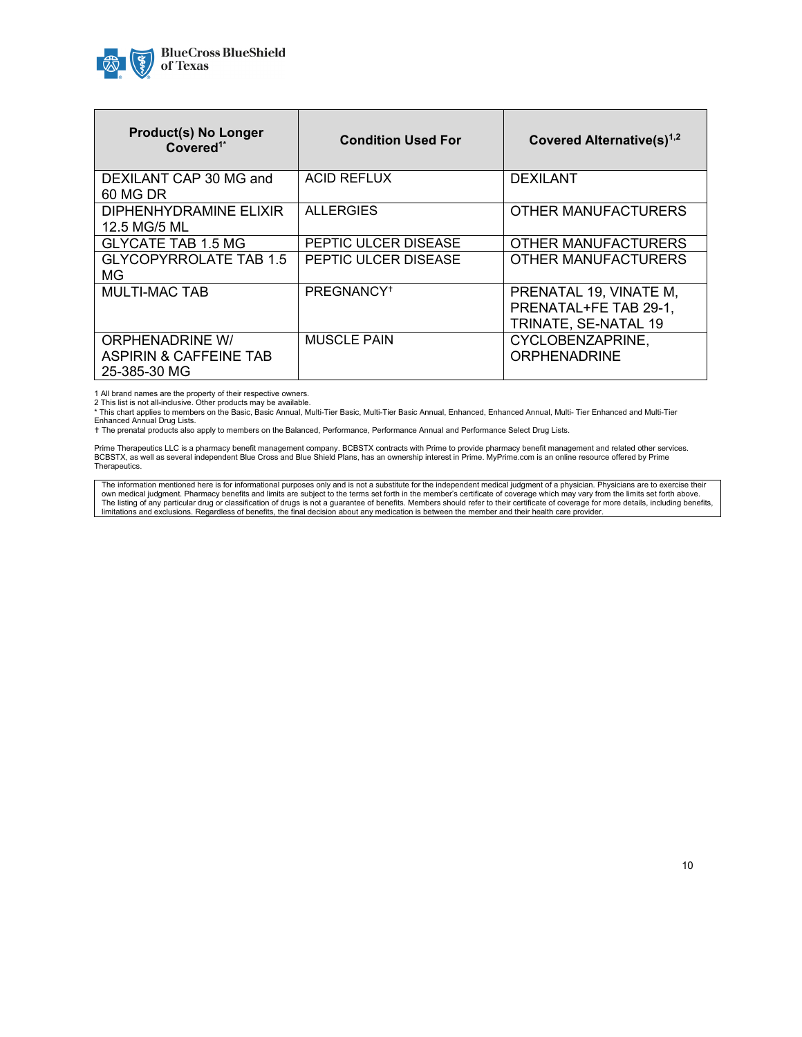| Product(s) No Longer Covered[1*] | Condition Used For | Covered Alternative(s)[1,2] |
|---|---|---|
| DEXILANT CAP 30 MG and 60 MG DR | ACID REFLUX | DEXILANT |
| DIPHENHYDRAMINE ELIXIR 12.5 MG/5 ML | ALLERGIES | OTHER MANUFACTURERS |
| GLYCATE TAB 1.5 MG | PEPTIC ULCER DISEASE | OTHER MANUFACTURERS |
| GLYCOPYRROLATE TAB 1.5 MG | PEPTIC ULCER DISEASE | OTHER MANUFACTURERS |
| MULTI-MAC TAB | PREGNANCY† | PRENATAL 19, VINATE M, PRENATAL+FE TAB 29-1, TRINATE, SE-NATAL 19 |
| ORPHENADRINE W/ ASPIRIN & CAFFEINE TAB 25-385-30 MG | MUSCLE PAIN | CYCLOBENZAPRINE, ORPHENADRINE |

1 All brand names are the property of their respective owners.
2 This list is not all-inclusive. Other products may be available.
* This chart applies to members on the Basic, Basic Annual, Multi-Tier Basic, Multi-Tier Basic Annual, Enhanced, Enhanced Annual, Multi- Tier Enhanced and Multi-Tier Enhanced Annual Drug Lists.
† The prenatal products also apply to members on the Balanced, Performance, Performance Annual and Performance Select Drug Lists.

Prime Therapeutics LLC is a pharmacy benefit management company. BCBSTX contracts with Prime to provide pharmacy benefit management and related other services. BCBSTX, as well as several independent Blue Cross and Blue Shield Plans, has an ownership interest in Prime. MyPrime.com is an online resource offered by Prime Therapeutics.

The information mentioned here is for informational purposes only and is not a substitute for the independent medical judgment of a physician. Physicians are to exercise their own medical judgment. Pharmacy benefits and limits are subject to the terms set forth in the member's certificate of coverage which may vary from the limits set forth above. The listing of any particular drug or classification of drugs is not a guarantee of benefits. Members should refer to their certificate of coverage for more details, including benefits, limitations and exclusions. Regardless of benefits, the final decision about any medication is between the member and their health care provider.